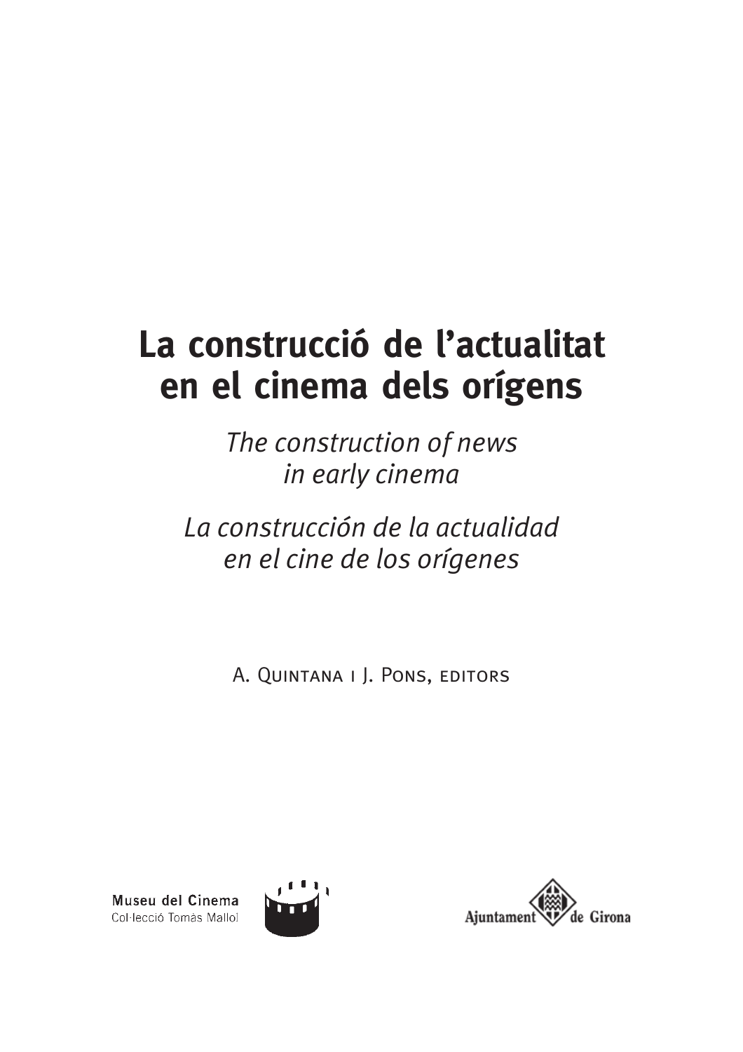# La construcció de l'actualitat en el cinema dels orígens

*The construction of news in early cinema*

*La construcción de la actualidad en el cine de los orígenes*

A. Quintana i J. Pons, editors

Museu del Cinema
Col·lecció Tomàs Mallol

Ajuntament de Girona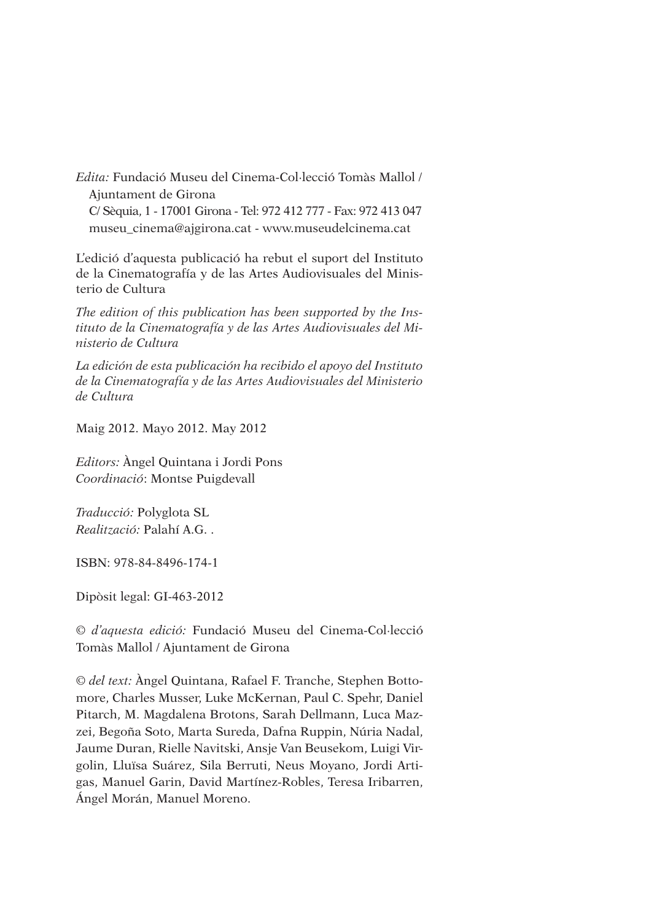*Edita:* Fundació Museu del Cinema-Col·lecció Tomàs Mallol / Ajuntament de Girona
C/ Sèquia, 1 - 17001 Girona - Tel: 972 412 777 - Fax: 972 413 047
museu_cinema@ajgirona.cat - www.museudelcinema.cat

L'edició d'aquesta publicació ha rebut el suport del Instituto de la Cinematografía y de las Artes Audiovisuales del Ministerio de Cultura

*The edition of this publication has been supported by the Instituto de la Cinematografía y de las Artes Audiovisuales del Ministerio de Cultura*

*La edición de esta publicación ha recibido el apoyo del Instituto de la Cinematografía y de las Artes Audiovisuales del Ministerio de Cultura*

Maig 2012. Mayo 2012. May 2012

*Editors:* Àngel Quintana i Jordi Pons
*Coordinació*: Montse Puigdevall

*Traducció:* Polyglota SL
*Realització:* Palahí A.G. .

ISBN: 978-84-8496-174-1

Dipòsit legal: GI-463-2012

© *d'aquesta edició:* Fundació Museu del Cinema-Col·lecció Tomàs Mallol / Ajuntament de Girona

© *del text:* Àngel Quintana, Rafael F. Tranche, Stephen Bottomore, Charles Musser, Luke McKernan, Paul C. Spehr, Daniel Pitarch, M. Magdalena Brotons, Sarah Dellmann, Luca Mazzei, Begoña Soto, Marta Sureda, Dafna Ruppin, Núria Nadal, Jaume Duran, Rielle Navitski, Ansje Van Beusekom, Luigi Virgolin, Lluïsa Suárez, Sila Berruti, Neus Moyano, Jordi Artigas, Manuel Garin, David Martínez-Robles, Teresa Iribarren, Ángel Morán, Manuel Moreno.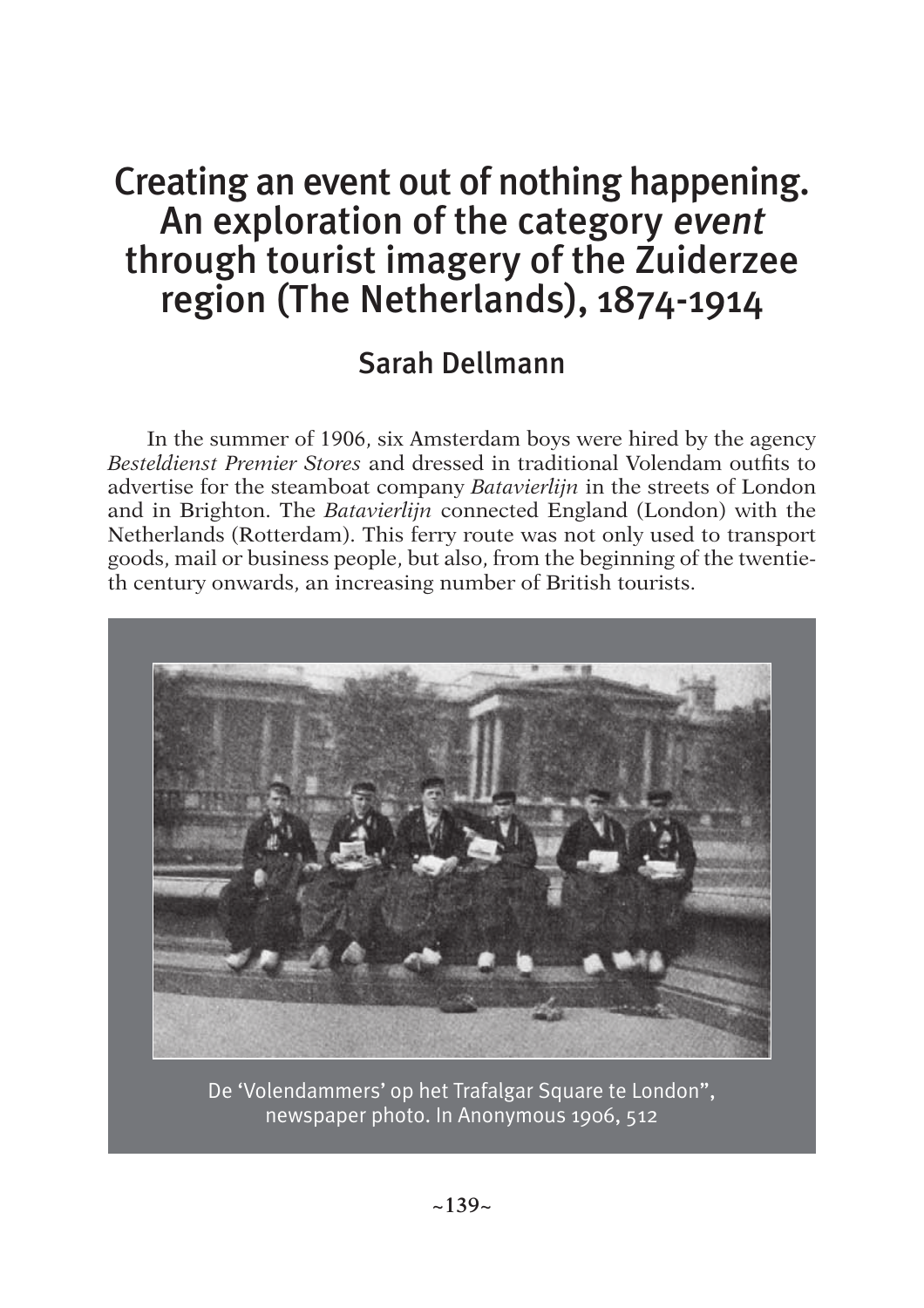# Creating an event out of nothing happening. An exploration of the category *event* through tourist imagery of the Zuiderzee region (The Netherlands), 1874-1914

## Sarah Dellmann

In the summer of 1906, six Amsterdam boys were hired by the agency *Besteldienst Premier Stores* and dressed in traditional Volendam outfits to advertise for the steamboat company *Batavierlijn* in the streets of London and in Brighton. The *Batavierlijn* connected England (London) with the Netherlands (Rotterdam). This ferry route was not only used to transport goods, mail or business people, but also, from the beginning of the twentieth century onwards, an increasing number of British tourists.

De 'Volendammers' op het Trafalgar Square te London", newspaper photo. In Anonymous 1906, 512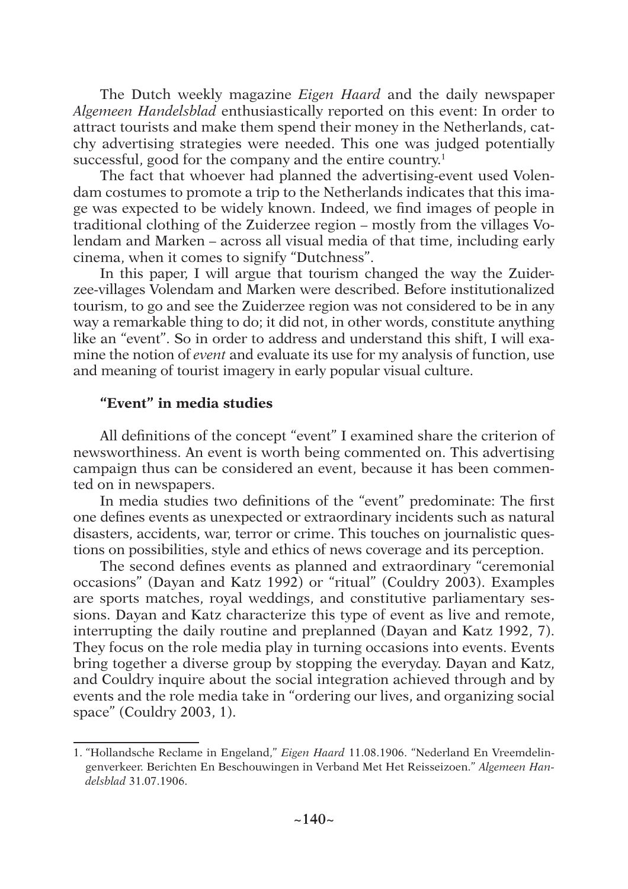The Dutch weekly magazine *Eigen Haard* and the daily newspaper *Algemeen Handelsblad* enthusiastically reported on this event: In order to attract tourists and make them spend their money in the Netherlands, catchy advertising strategies were needed. This one was judged potentially successful, good for the company and the entire country.[1]

The fact that whoever had planned the advertising-event used Volendam costumes to promote a trip to the Netherlands indicates that this image was expected to be widely known. Indeed, we find images of people in traditional clothing of the Zuiderzee region – mostly from the villages Volendam and Marken – across all visual media of that time, including early cinema, when it comes to signify "Dutchness".

In this paper, I will argue that tourism changed the way the Zuiderzee-villages Volendam and Marken were described. Before institutionalized tourism, to go and see the Zuiderzee region was not considered to be in any way a remarkable thing to do; it did not, in other words, constitute anything like an "event". So in order to address and understand this shift, I will examine the notion of *event* and evaluate its use for my analysis of function, use and meaning of tourist imagery in early popular visual culture.

### "Event" in media studies

All definitions of the concept "event" I examined share the criterion of newsworthiness. An event is worth being commented on. This advertising campaign thus can be considered an event, because it has been commented on in newspapers.

In media studies two definitions of the "event" predominate: The first one defines events as unexpected or extraordinary incidents such as natural disasters, accidents, war, terror or crime. This touches on journalistic questions on possibilities, style and ethics of news coverage and its perception.

The second defines events as planned and extraordinary "ceremonial occasions" (Dayan and Katz 1992) or "ritual" (Couldry 2003). Examples are sports matches, royal weddings, and constitutive parliamentary sessions. Dayan and Katz characterize this type of event as live and remote, interrupting the daily routine and preplanned (Dayan and Katz 1992, 7). They focus on the role media play in turning occasions into events. Events bring together a diverse group by stopping the everyday. Dayan and Katz, and Couldry inquire about the social integration achieved through and by events and the role media take in "ordering our lives, and organizing social space" (Couldry 2003, 1).

---

1. "Hollandsche Reclame in Engeland," *Eigen Haard* 11.08.1906. "Nederland En Vreemdelingenverkeer. Berichten En Beschouwingen in Verband Met Het Reisseizoen." *Algemeen Handelsblad* 31.07.1906.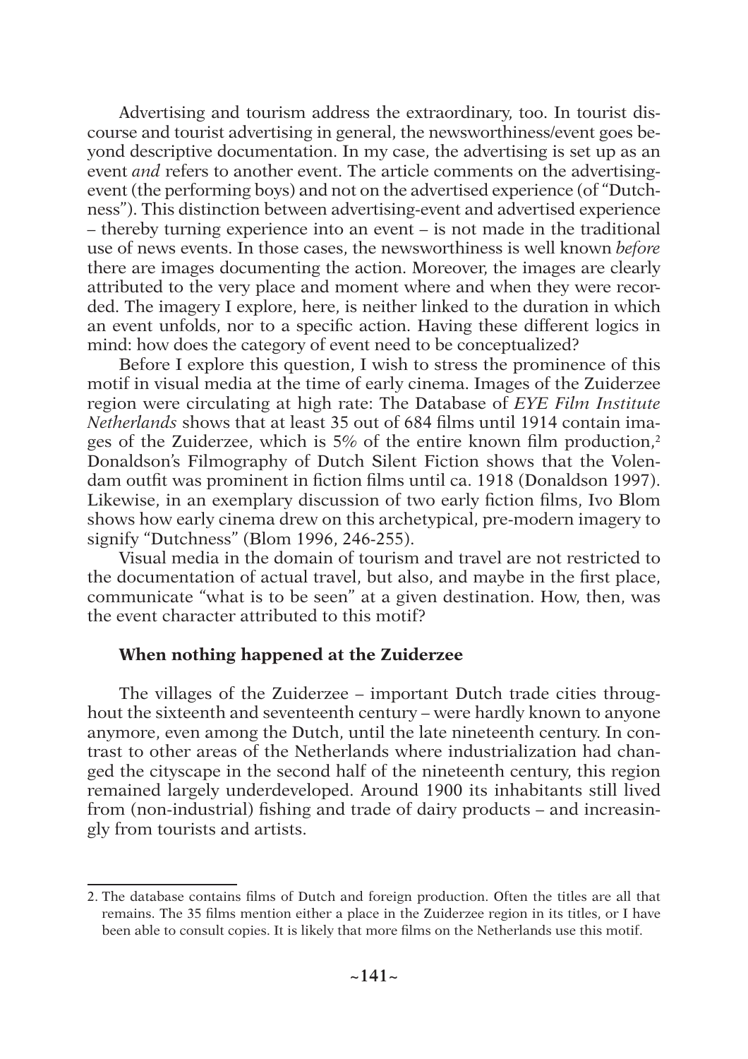Advertising and tourism address the extraordinary, too. In tourist discourse and tourist advertising in general, the newsworthiness/event goes beyond descriptive documentation. In my case, the advertising is set up as an event *and* refers to another event. The article comments on the advertising-event (the performing boys) and not on the advertised experience (of "Dutchness"). This distinction between advertising-event and advertised experience – thereby turning experience into an event – is not made in the traditional use of news events. In those cases, the newsworthiness is well known *before* there are images documenting the action. Moreover, the images are clearly attributed to the very place and moment where and when they were recorded. The imagery I explore, here, is neither linked to the duration in which an event unfolds, nor to a specific action. Having these different logics in mind: how does the category of event need to be conceptualized?

Before I explore this question, I wish to stress the prominence of this motif in visual media at the time of early cinema. Images of the Zuiderzee region were circulating at high rate: The Database of *EYE Film Institute Netherlands* shows that at least 35 out of 684 films until 1914 contain images of the Zuiderzee, which is 5% of the entire known film production,[2] Donaldson's Filmography of Dutch Silent Fiction shows that the Volendam outfit was prominent in fiction films until ca. 1918 (Donaldson 1997). Likewise, in an exemplary discussion of two early fiction films, Ivo Blom shows how early cinema drew on this archetypical, pre-modern imagery to signify "Dutchness" (Blom 1996, 246-255).

Visual media in the domain of tourism and travel are not restricted to the documentation of actual travel, but also, and maybe in the first place, communicate "what is to be seen" at a given destination. How, then, was the event character attributed to this motif?

### When nothing happened at the Zuiderzee

The villages of the Zuiderzee – important Dutch trade cities throughout the sixteenth and seventeenth century – were hardly known to anyone anymore, even among the Dutch, until the late nineteenth century. In contrast to other areas of the Netherlands where industrialization had changed the cityscape in the second half of the nineteenth century, this region remained largely underdeveloped. Around 1900 its inhabitants still lived from (non-industrial) fishing and trade of dairy products – and increasingly from tourists and artists.

---

2. The database contains films of Dutch and foreign production. Often the titles are all that remains. The 35 films mention either a place in the Zuiderzee region in its titles, or I have been able to consult copies. It is likely that more films on the Netherlands use this motif.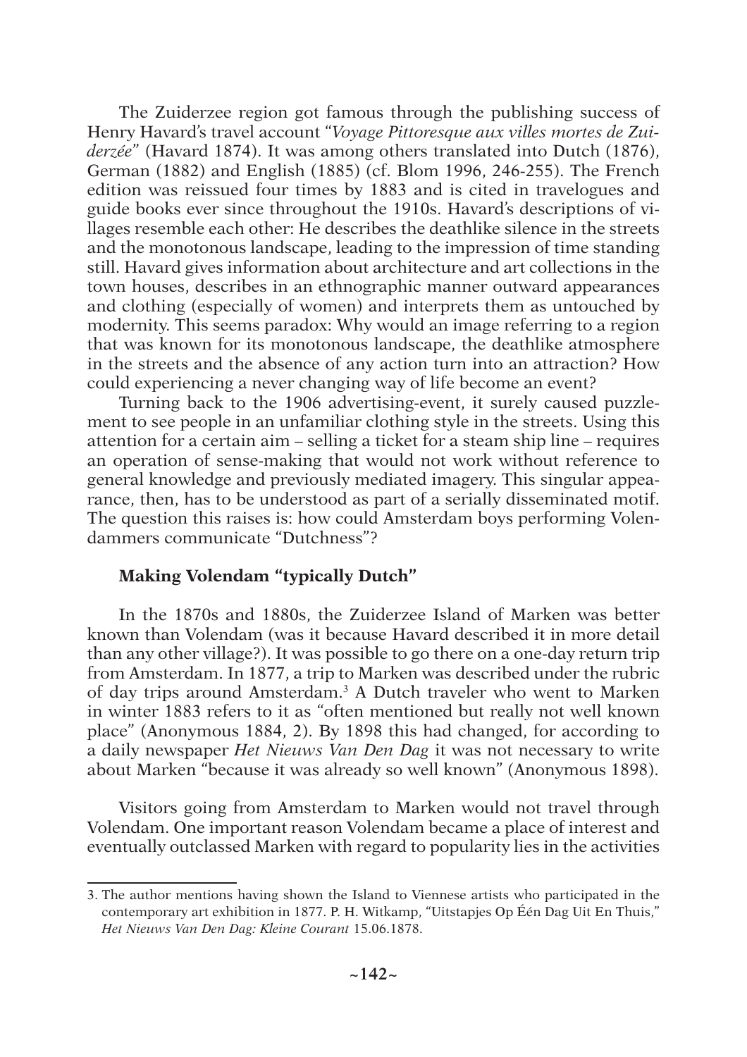The Zuiderzee region got famous through the publishing success of Henry Havard's travel account "*Voyage Pittoresque aux villes mortes de Zuiderzée*" (Havard 1874). It was among others translated into Dutch (1876), German (1882) and English (1885) (cf. Blom 1996, 246-255). The French edition was reissued four times by 1883 and is cited in travelogues and guide books ever since throughout the 1910s. Havard's descriptions of villages resemble each other: He describes the deathlike silence in the streets and the monotonous landscape, leading to the impression of time standing still. Havard gives information about architecture and art collections in the town houses, describes in an ethnographic manner outward appearances and clothing (especially of women) and interprets them as untouched by modernity. This seems paradox: Why would an image referring to a region that was known for its monotonous landscape, the deathlike atmosphere in the streets and the absence of any action turn into an attraction? How could experiencing a never changing way of life become an event?

Turning back to the 1906 advertising-event, it surely caused puzzlement to see people in an unfamiliar clothing style in the streets. Using this attention for a certain aim – selling a ticket for a steam ship line – requires an operation of sense-making that would not work without reference to general knowledge and previously mediated imagery. This singular appearance, then, has to be understood as part of a serially disseminated motif. The question this raises is: how could Amsterdam boys performing Volendammers communicate "Dutchness"?

## Making Volendam "typically Dutch"

In the 1870s and 1880s, the Zuiderzee Island of Marken was better known than Volendam (was it because Havard described it in more detail than any other village?). It was possible to go there on a one-day return trip from Amsterdam. In 1877, a trip to Marken was described under the rubric of day trips around Amsterdam.[3] A Dutch traveler who went to Marken in winter 1883 refers to it as "often mentioned but really not well known place" (Anonymous 1884, 2). By 1898 this had changed, for according to a daily newspaper *Het Nieuws Van Den Dag* it was not necessary to write about Marken "because it was already so well known" (Anonymous 1898).

Visitors going from Amsterdam to Marken would not travel through Volendam. One important reason Volendam became a place of interest and eventually outclassed Marken with regard to popularity lies in the activities

3. The author mentions having shown the Island to Viennese artists who participated in the contemporary art exhibition in 1877. P. H. Witkamp, "Uitstapjes Op Één Dag Uit En Thuis," *Het Nieuws Van Den Dag: Kleine Courant* 15.06.1878.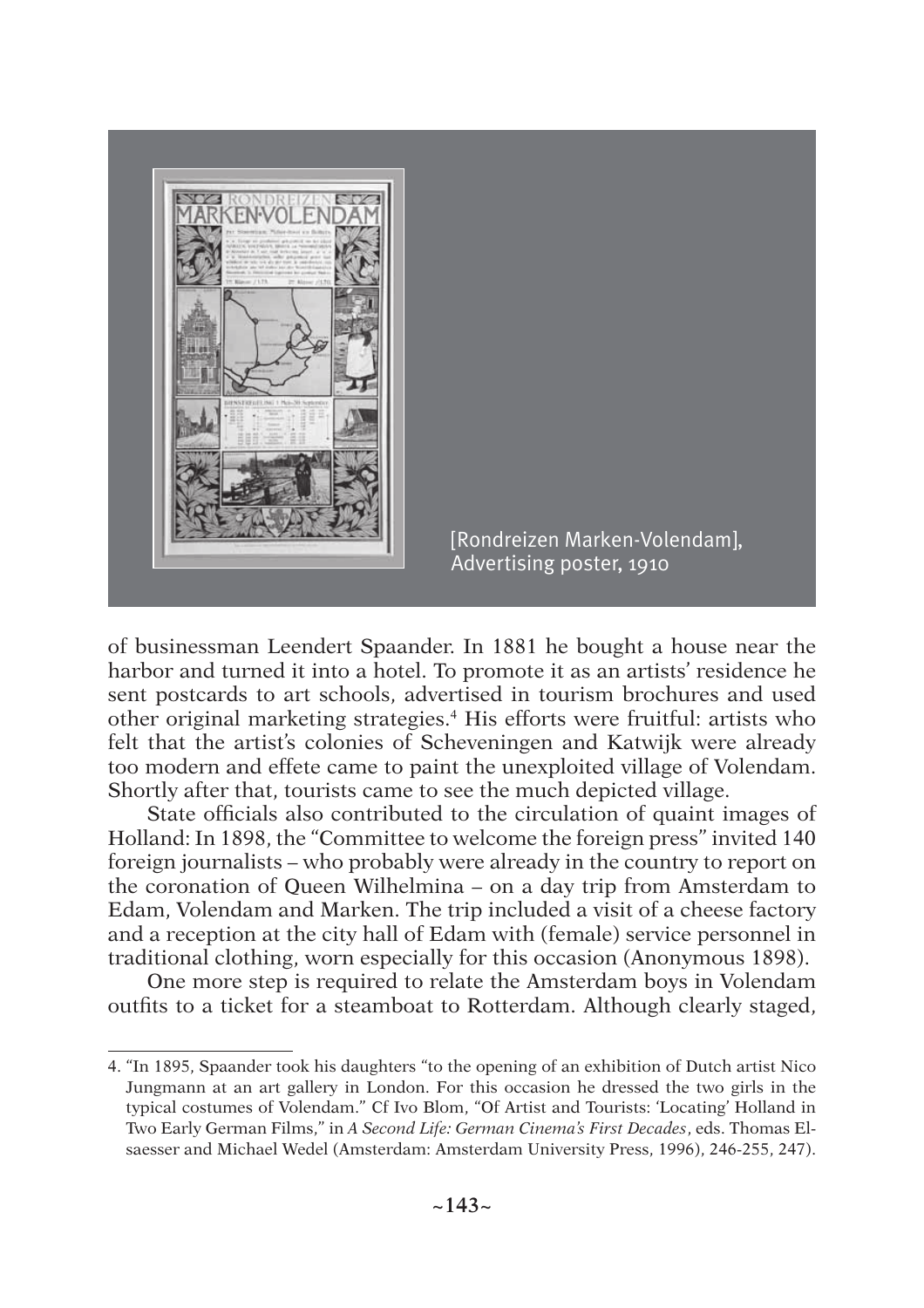[Rondreizen Marken-Volendam], Advertising poster, 1910

of businessman Leendert Spaander. In 1881 he bought a house near the harbor and turned it into a hotel. To promote it as an artists' residence he sent postcards to art schools, advertised in tourism brochures and used other original marketing strategies.[4] His efforts were fruitful: artists who felt that the artist's colonies of Scheveningen and Katwijk were already too modern and effete came to paint the unexploited village of Volendam. Shortly after that, tourists came to see the much depicted village.

State officials also contributed to the circulation of quaint images of Holland: In 1898, the "Committee to welcome the foreign press" invited 140 foreign journalists – who probably were already in the country to report on the coronation of Queen Wilhelmina – on a day trip from Amsterdam to Edam, Volendam and Marken. The trip included a visit of a cheese factory and a reception at the city hall of Edam with (female) service personnel in traditional clothing, worn especially for this occasion (Anonymous 1898).

One more step is required to relate the Amsterdam boys in Volendam outfits to a ticket for a steamboat to Rotterdam. Although clearly staged,

---

4. "In 1895, Spaander took his daughters "to the opening of an exhibition of Dutch artist Nico Jungmann at an art gallery in London. For this occasion he dressed the two girls in the typical costumes of Volendam." Cf Ivo Blom, "Of Artist and Tourists: 'Locating' Holland in Two Early German Films," in *A Second Life: German Cinema's First Decades*, eds. Thomas Elsaesser and Michael Wedel (Amsterdam: Amsterdam University Press, 1996), 246-255, 247).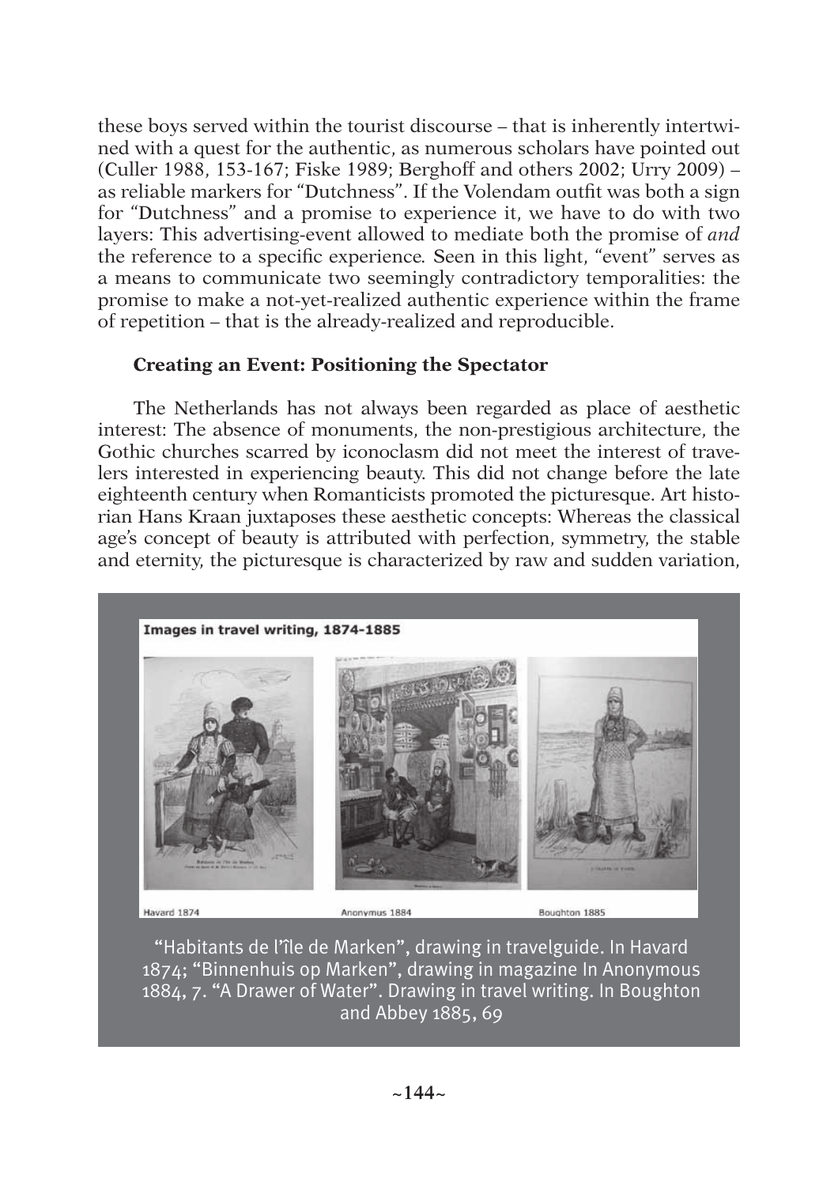these boys served within the tourist discourse – that is inherently intertwined with a quest for the authentic, as numerous scholars have pointed out (Culler 1988, 153-167; Fiske 1989; Berghoff and others 2002; Urry 2009) – as reliable markers for "Dutchness". If the Volendam outfit was both a sign for "Dutchness" and a promise to experience it, we have to do with two layers: This advertising-event allowed to mediate both the promise of *and* the reference to a specific experience. Seen in this light, "event" serves as a means to communicate two seemingly contradictory temporalities: the promise to make a not-yet-realized authentic experience within the frame of repetition – that is the already-realized and reproducible.

## Creating an Event: Positioning the Spectator

The Netherlands has not always been regarded as place of aesthetic interest: The absence of monuments, the non-prestigious architecture, the Gothic churches scarred by iconoclasm did not meet the interest of travelers interested in experiencing beauty. This did not change before the late eighteenth century when Romanticists promoted the picturesque. Art historian Hans Kraan juxtaposes these aesthetic concepts: Whereas the classical age's concept of beauty is attributed with perfection, symmetry, the stable and eternity, the picturesque is characterized by raw and sudden variation,

**Images in travel writing, 1874-1885**

Havard 1874 — Anonymus 1884 — Boughton 1885

"Habitants de l'île de Marken", drawing in travelguide. In Havard 1874; "Binnenhuis op Marken", drawing in magazine In Anonymous 1884, 7. "A Drawer of Water". Drawing in travel writing. In Boughton and Abbey 1885, 69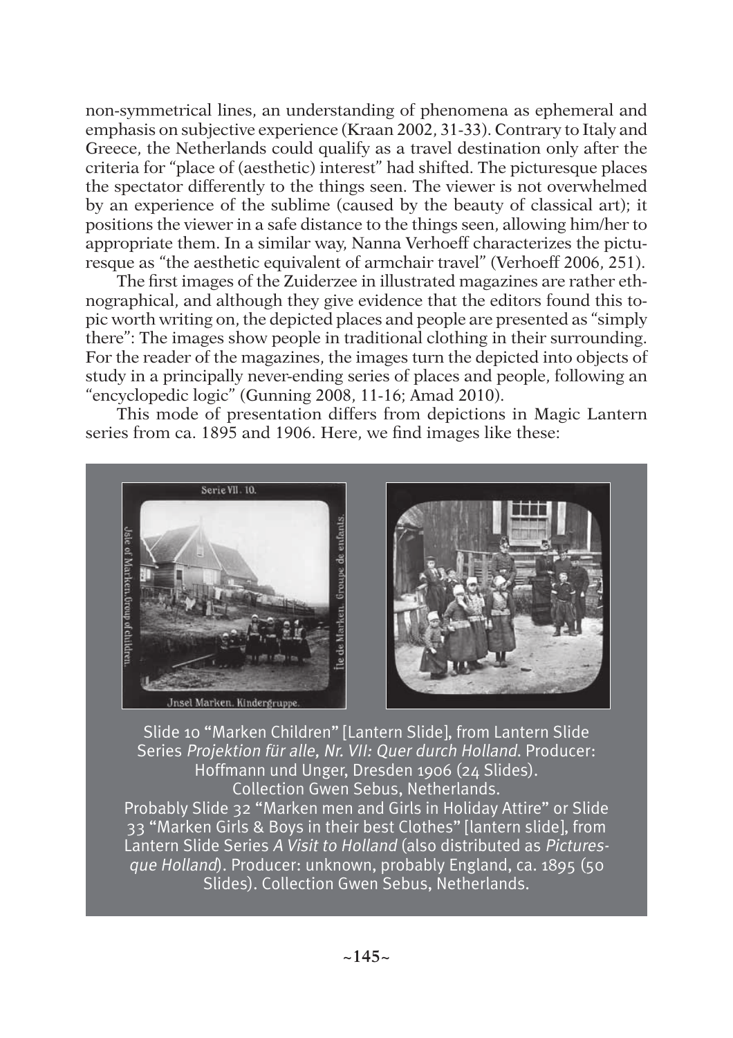non-symmetrical lines, an understanding of phenomena as ephemeral and emphasis on subjective experience (Kraan 2002, 31-33). Contrary to Italy and Greece, the Netherlands could qualify as a travel destination only after the criteria for "place of (aesthetic) interest" had shifted. The picturesque places the spectator differently to the things seen. The viewer is not overwhelmed by an experience of the sublime (caused by the beauty of classical art); it positions the viewer in a safe distance to the things seen, allowing him/her to appropriate them. In a similar way, Nanna Verhoeff characterizes the picturesque as "the aesthetic equivalent of armchair travel" (Verhoeff 2006, 251).

The first images of the Zuiderzee in illustrated magazines are rather ethnographical, and although they give evidence that the editors found this topic worth writing on, the depicted places and people are presented as "simply there": The images show people in traditional clothing in their surrounding. For the reader of the magazines, the images turn the depicted into objects of study in a principally never-ending series of places and people, following an "encyclopedic logic" (Gunning 2008, 11-16; Amad 2010).

This mode of presentation differs from depictions in Magic Lantern series from ca. 1895 and 1906. Here, we find images like these:

Slide 10 "Marken Children" [Lantern Slide], from Lantern Slide Series *Projektion für alle, Nr. VII: Quer durch Holland*. Producer: Hoffmann und Unger, Dresden 1906 (24 Slides). Collection Gwen Sebus, Netherlands.
Probably Slide 32 "Marken men and Girls in Holiday Attire" or Slide 33 "Marken Girls & Boys in their best Clothes" [lantern slide], from Lantern Slide Series *A Visit to Holland* (also distributed as *Picturesque Holland*). Producer: unknown, probably England, ca. 1895 (50 Slides). Collection Gwen Sebus, Netherlands.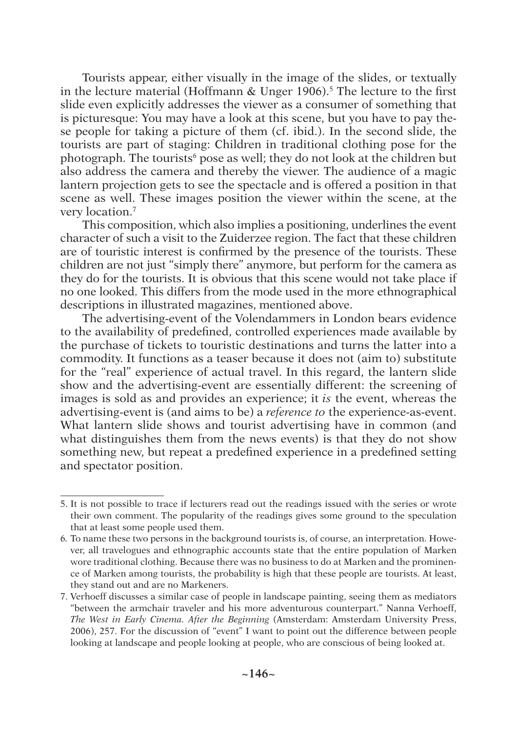Tourists appear, either visually in the image of the slides, or textually in the lecture material (Hoffmann & Unger 1906).[5] The lecture to the first slide even explicitly addresses the viewer as a consumer of something that is picturesque: You may have a look at this scene, but you have to pay these people for taking a picture of them (cf. ibid.). In the second slide, the tourists are part of staging: Children in traditional clothing pose for the photograph. The tourists[6] pose as well; they do not look at the children but also address the camera and thereby the viewer. The audience of a magic lantern projection gets to see the spectacle and is offered a position in that scene as well. These images position the viewer within the scene, at the very location.[7]

This composition, which also implies a positioning, underlines the event character of such a visit to the Zuiderzee region. The fact that these children are of touristic interest is confirmed by the presence of the tourists. These children are not just "simply there" anymore, but perform for the camera as they do for the tourists. It is obvious that this scene would not take place if no one looked. This differs from the mode used in the more ethnographical descriptions in illustrated magazines, mentioned above.

The advertising-event of the Volendammers in London bears evidence to the availability of predefined, controlled experiences made available by the purchase of tickets to touristic destinations and turns the latter into a commodity. It functions as a teaser because it does not (aim to) substitute for the "real" experience of actual travel. In this regard, the lantern slide show and the advertising-event are essentially different: the screening of images is sold as and provides an experience; it *is* the event, whereas the advertising-event is (and aims to be) a *reference to* the experience-as-event. What lantern slide shows and tourist advertising have in common (and what distinguishes them from the news events) is that they do not show something new, but repeat a predefined experience in a predefined setting and spectator position.

---

5. It is not possible to trace if lecturers read out the readings issued with the series or wrote their own comment. The popularity of the readings gives some ground to the speculation that at least some people used them.
6. To name these two persons in the background tourists is, of course, an interpretation. However, all travelogues and ethnographic accounts state that the entire population of Marken wore traditional clothing. Because there was no business to do at Marken and the prominence of Marken among tourists, the probability is high that these people are tourists. At least, they stand out and are no Markeners.
7. Verhoeff discusses a similar case of people in landscape painting, seeing them as mediators "between the armchair traveler and his more adventurous counterpart." Nanna Verhoeff, *The West in Early Cinema. After the Beginning* (Amsterdam: Amsterdam University Press, 2006), 257. For the discussion of "event" I want to point out the difference between people looking at landscape and people looking at people, who are conscious of being looked at.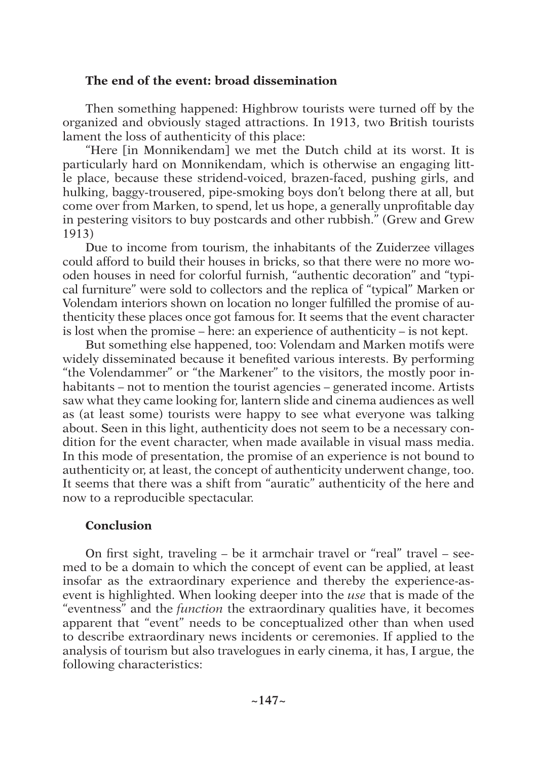### The end of the event: broad dissemination

Then something happened: Highbrow tourists were turned off by the organized and obviously staged attractions. In 1913, two British tourists lament the loss of authenticity of this place:

"Here [in Monnikendam] we met the Dutch child at its worst. It is particularly hard on Monnikendam, which is otherwise an engaging little place, because these stridend-voiced, brazen-faced, pushing girls, and hulking, baggy-trousered, pipe-smoking boys don't belong there at all, but come over from Marken, to spend, let us hope, a generally unprofitable day in pestering visitors to buy postcards and other rubbish." (Grew and Grew 1913)

Due to income from tourism, the inhabitants of the Zuiderzee villages could afford to build their houses in bricks, so that there were no more wooden houses in need for colorful furnish, "authentic decoration" and "typical furniture" were sold to collectors and the replica of "typical" Marken or Volendam interiors shown on location no longer fulfilled the promise of authenticity these places once got famous for. It seems that the event character is lost when the promise – here: an experience of authenticity – is not kept.

But something else happened, too: Volendam and Marken motifs were widely disseminated because it benefited various interests. By performing "the Volendammer" or "the Markener" to the visitors, the mostly poor inhabitants – not to mention the tourist agencies – generated income. Artists saw what they came looking for, lantern slide and cinema audiences as well as (at least some) tourists were happy to see what everyone was talking about. Seen in this light, authenticity does not seem to be a necessary condition for the event character, when made available in visual mass media. In this mode of presentation, the promise of an experience is not bound to authenticity or, at least, the concept of authenticity underwent change, too. It seems that there was a shift from "auratic" authenticity of the here and now to a reproducible spectacular.

### Conclusion

On first sight, traveling – be it armchair travel or "real" travel – seemed to be a domain to which the concept of event can be applied, at least insofar as the extraordinary experience and thereby the experience-as-event is highlighted. When looking deeper into the *use* that is made of the "eventness" and the *function* the extraordinary qualities have, it becomes apparent that "event" needs to be conceptualized other than when used to describe extraordinary news incidents or ceremonies. If applied to the analysis of tourism but also travelogues in early cinema, it has, I argue, the following characteristics: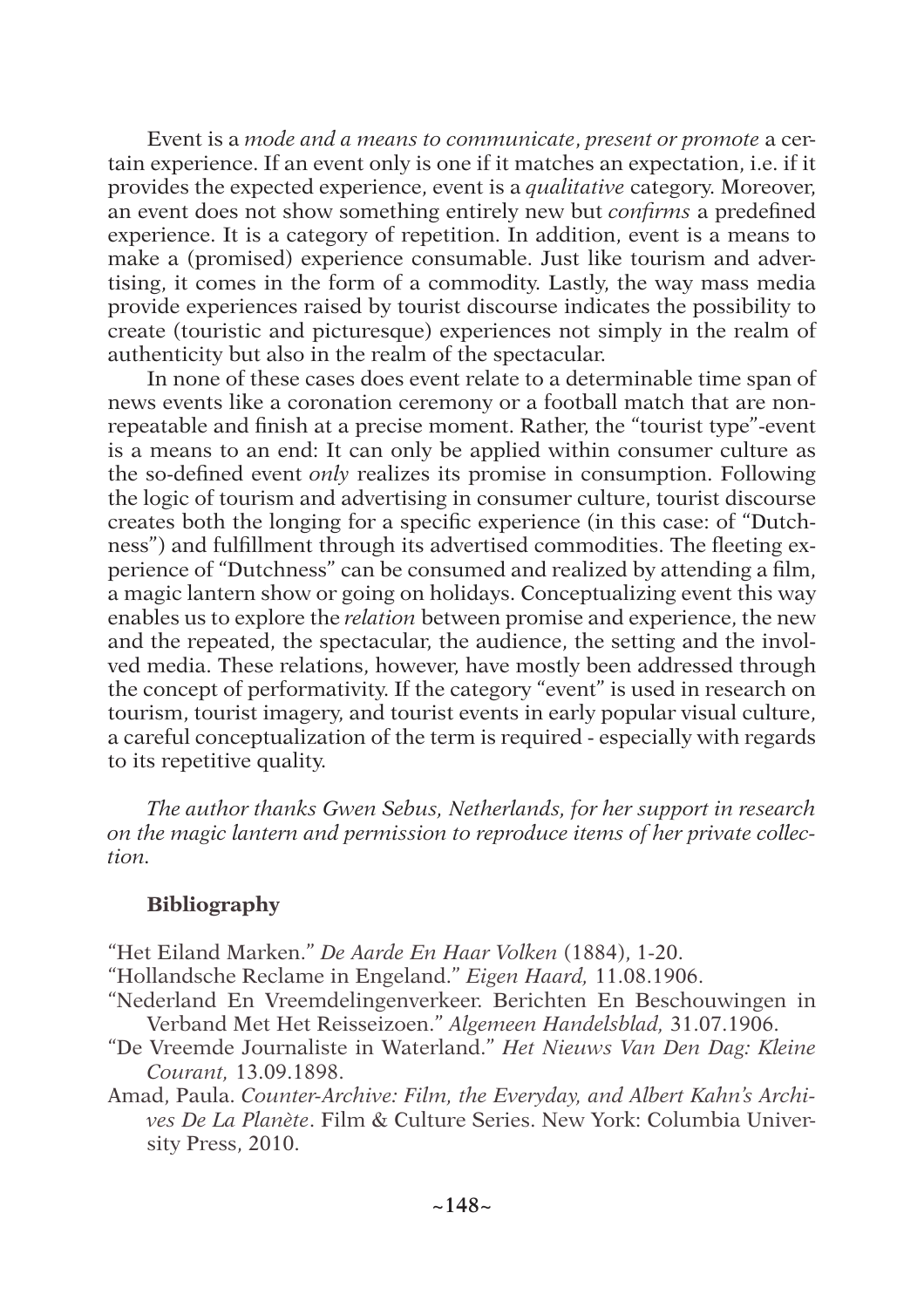Event is a *mode and a means to communicate*, *present or promote* a certain experience. If an event only is one if it matches an expectation, i.e. if it provides the expected experience, event is a *qualitative* category. Moreover, an event does not show something entirely new but *confirms* a predefined experience. It is a category of repetition. In addition, event is a means to make a (promised) experience consumable. Just like tourism and advertising, it comes in the form of a commodity. Lastly, the way mass media provide experiences raised by tourist discourse indicates the possibility to create (touristic and picturesque) experiences not simply in the realm of authenticity but also in the realm of the spectacular.

In none of these cases does event relate to a determinable time span of news events like a coronation ceremony or a football match that are non-repeatable and finish at a precise moment. Rather, the "tourist type"-event is a means to an end: It can only be applied within consumer culture as the so-defined event *only* realizes its promise in consumption. Following the logic of tourism and advertising in consumer culture, tourist discourse creates both the longing for a specific experience (in this case: of "Dutchness") and fulfillment through its advertised commodities. The fleeting experience of "Dutchness" can be consumed and realized by attending a film, a magic lantern show or going on holidays. Conceptualizing event this way enables us to explore the *relation* between promise and experience, the new and the repeated, the spectacular, the audience, the setting and the involved media. These relations, however, have mostly been addressed through the concept of performativity. If the category "event" is used in research on tourism, tourist imagery, and tourist events in early popular visual culture, a careful conceptualization of the term is required - especially with regards to its repetitive quality.

*The author thanks Gwen Sebus, Netherlands, for her support in research on the magic lantern and permission to reproduce items of her private collection.*

## Bibliography

"Het Eiland Marken." *De Aarde En Haar Volken* (1884), 1-20.

"Hollandsche Reclame in Engeland." *Eigen Haard,* 11.08.1906.

"Nederland En Vreemdelingenverkeer. Berichten En Beschouwingen in Verband Met Het Reisseizoen." *Algemeen Handelsblad,* 31.07.1906.

"De Vreemde Journaliste in Waterland." *Het Nieuws Van Den Dag: Kleine Courant,* 13.09.1898.

Amad, Paula. *Counter-Archive: Film, the Everyday, and Albert Kahn's Archives De La Planète*. Film & Culture Series. New York: Columbia University Press, 2010.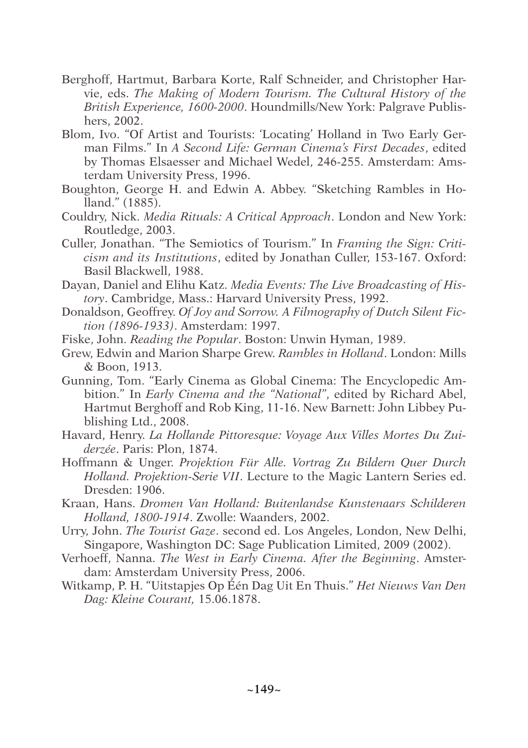Berghoff, Hartmut, Barbara Korte, Ralf Schneider, and Christopher Harvie, eds. *The Making of Modern Tourism. The Cultural History of the British Experience, 1600-2000*. Houndmills/New York: Palgrave Publishers, 2002.

Blom, Ivo. "Of Artist and Tourists: 'Locating' Holland in Two Early German Films." In *A Second Life: German Cinema's First Decades*, edited by Thomas Elsaesser and Michael Wedel, 246-255. Amsterdam: Amsterdam University Press, 1996.

Boughton, George H. and Edwin A. Abbey. "Sketching Rambles in Holland." (1885).

Couldry, Nick. *Media Rituals: A Critical Approach*. London and New York: Routledge, 2003.

Culler, Jonathan. "The Semiotics of Tourism." In *Framing the Sign: Criticism and its Institutions*, edited by Jonathan Culler, 153-167. Oxford: Basil Blackwell, 1988.

Dayan, Daniel and Elihu Katz. *Media Events: The Live Broadcasting of History*. Cambridge, Mass.: Harvard University Press, 1992.

Donaldson, Geoffrey. *Of Joy and Sorrow. A Filmography of Dutch Silent Fiction (1896-1933)*. Amsterdam: 1997.

Fiske, John. *Reading the Popular*. Boston: Unwin Hyman, 1989.

Grew, Edwin and Marion Sharpe Grew. *Rambles in Holland*. London: Mills & Boon, 1913.

Gunning, Tom. "Early Cinema as Global Cinema: The Encyclopedic Ambition." In *Early Cinema and the "National"*, edited by Richard Abel, Hartmut Berghoff and Rob King, 11-16. New Barnett: John Libbey Publishing Ltd., 2008.

Havard, Henry. *La Hollande Pittoresque: Voyage Aux Villes Mortes Du Zuiderzée*. Paris: Plon, 1874.

Hoffmann & Unger. *Projektion Für Alle. Vortrag Zu Bildern Quer Durch Holland. Projektion-Serie VII*. Lecture to the Magic Lantern Series ed. Dresden: 1906.

Kraan, Hans. *Dromen Van Holland: Buitenlandse Kunstenaars Schilderen Holland, 1800-1914*. Zwolle: Waanders, 2002.

Urry, John. *The Tourist Gaze*. second ed. Los Angeles, London, New Delhi, Singapore, Washington DC: Sage Publication Limited, 2009 (2002).

Verhoeff, Nanna. *The West in Early Cinema. After the Beginning*. Amsterdam: Amsterdam University Press, 2006.

Witkamp, P. H. "Uitstapjes Op Één Dag Uit En Thuis." *Het Nieuws Van Den Dag: Kleine Courant,* 15.06.1878.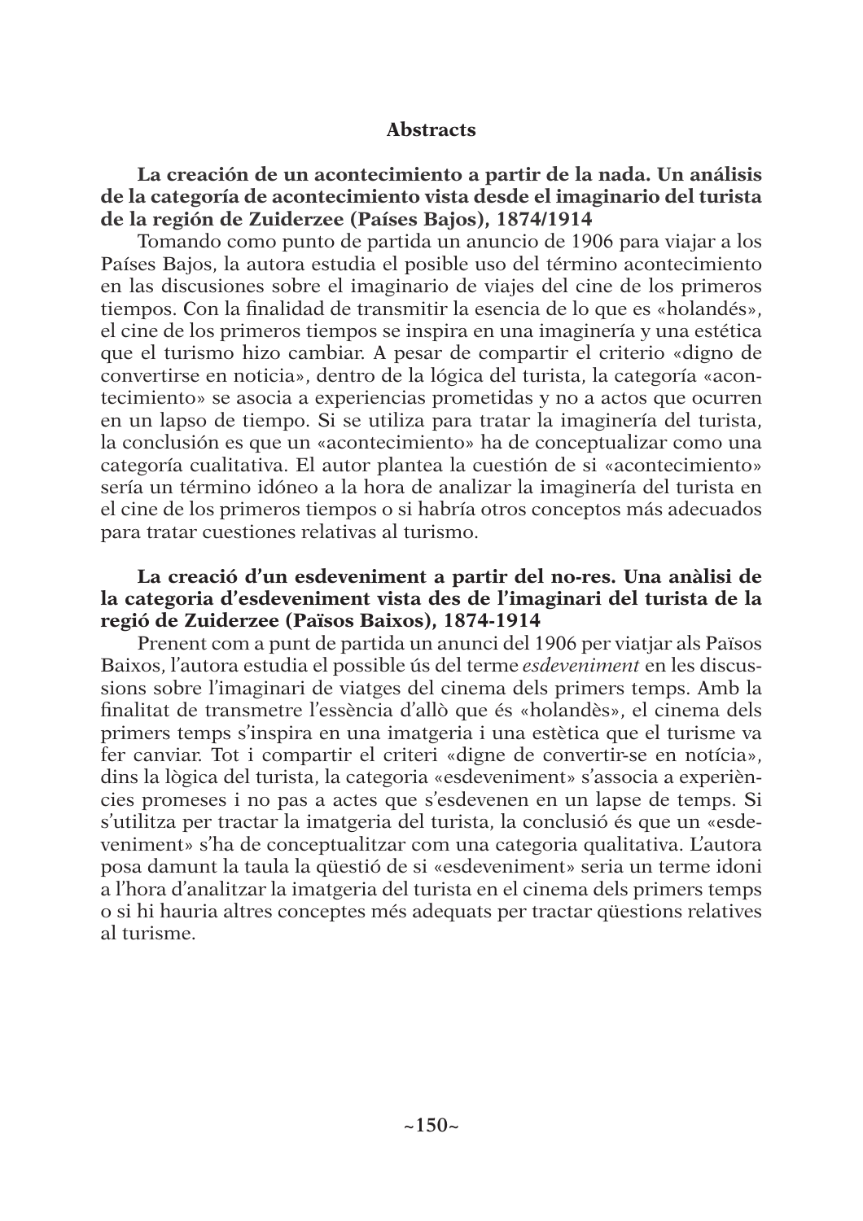## Abstracts

### La creación de un acontecimiento a partir de la nada. Un análisis de la categoría de acontecimiento vista desde el imaginario del turista de la región de Zuiderzee (Países Bajos), 1874/1914

Tomando como punto de partida un anuncio de 1906 para viajar a los Países Bajos, la autora estudia el posible uso del término acontecimiento en las discusiones sobre el imaginario de viajes del cine de los primeros tiempos. Con la finalidad de transmitir la esencia de lo que es «holandés», el cine de los primeros tiempos se inspira en una imaginería y una estética que el turismo hizo cambiar. A pesar de compartir el criterio «digno de convertirse en noticia», dentro de la lógica del turista, la categoría «acontecimiento» se asocia a experiencias prometidas y no a actos que ocurren en un lapso de tiempo. Si se utiliza para tratar la imaginería del turista, la conclusión es que un «acontecimiento» ha de conceptualizar como una categoría cualitativa. El autor plantea la cuestión de si «acontecimiento» sería un término idóneo a la hora de analizar la imaginería del turista en el cine de los primeros tiempos o si habría otros conceptos más adecuados para tratar cuestiones relativas al turismo.

### La creació d'un esdeveniment a partir del no-res. Una anàlisi de la categoria d'esdeveniment vista des de l'imaginari del turista de la regió de Zuiderzee (Països Baixos), 1874-1914

Prenent com a punt de partida un anunci del 1906 per viatjar als Països Baixos, l'autora estudia el possible ús del terme *esdeveniment* en les discussions sobre l'imaginari de viatges del cinema dels primers temps. Amb la finalitat de transmetre l'essència d'allò que és «holandès», el cinema dels primers temps s'inspira en una imatgeria i una estètica que el turisme va fer canviar. Tot i compartir el criteri «digne de convertir-se en notícia», dins la lògica del turista, la categoria «esdeveniment» s'associa a experiències promeses i no pas a actes que s'esdevenen en un lapse de temps. Si s'utilitza per tractar la imatgeria del turista, la conclusió és que un «esdeveniment» s'ha de conceptualitzar com una categoria qualitativa. L'autora posa damunt la taula la qüestió de si «esdeveniment» seria un terme idoni a l'hora d'analitzar la imatgeria del turista en el cinema dels primers temps o si hi hauria altres conceptes més adequats per tractar qüestions relatives al turisme.